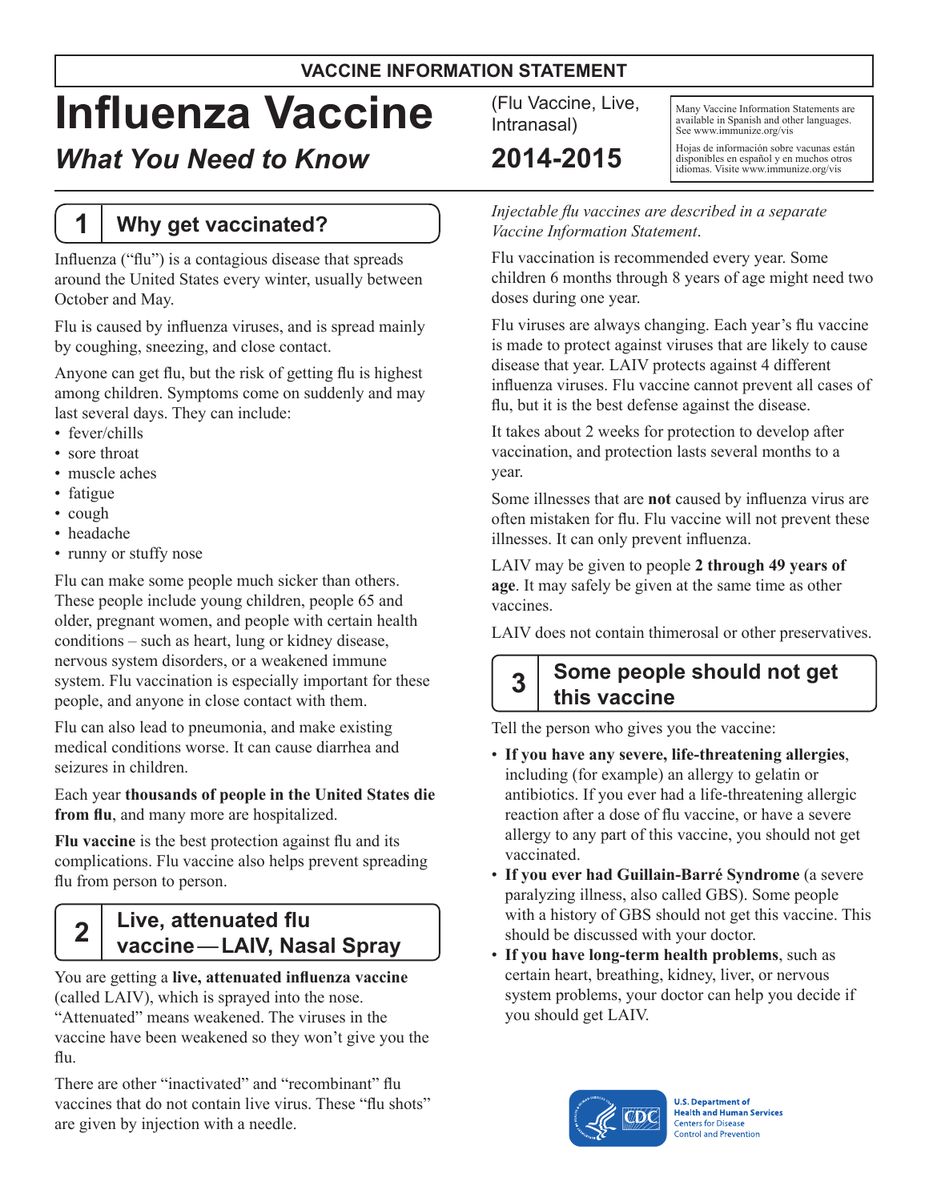**VACCINE INFORMATION STATEMENT**

# Influenza Vaccine

## *What You Need to Know*

(Flu Vaccine, Live, Intranasal)

**2014-2015**

Many Vaccine Information Statements are available in Spanish and other languages. See www.immunize.org/vis

Hojas de información sobre vacunas están disponibles en español y en muchos otros idiomas. Visite www.immunize.org/vis

## 1 Why get vaccinated?

Influenza ("flu") is a contagious disease that spreads around the United States every winter, usually between October and May.

Flu is caused by influenza viruses, and is spread mainly by coughing, sneezing, and close contact.

Anyone can get flu, but the risk of getting flu is highest among children. Symptoms come on suddenly and may last several days. They can include:

- fever/chills
- sore throat
- muscle aches
- fatigue
- cough
- headache
- runny or stuffy nose

Flu can make some people much sicker than others. These people include young children, people 65 and older, pregnant women, and people with certain health conditions – such as heart, lung or kidney disease, nervous system disorders, or a weakened immune system. Flu vaccination is especially important for these people, and anyone in close contact with them.

Flu can also lead to pneumonia, and make existing medical conditions worse. It can cause diarrhea and seizures in children.

Each year **thousands of people in the United States die from flu**, and many more are hospitalized.

**Flu vaccine** is the best protection against flu and its complications. Flu vaccine also helps prevent spreading flu from person to person.

## 2 Live, attenuated flu vaccine — LAIV, Nasal Spray

You are getting a **live, attenuated influenza vaccine** (called LAIV), which is sprayed into the nose. "Attenuated" means weakened. The viruses in the vaccine have been weakened so they won't give you the flu.

There are other "inactivated" and "recombinant" flu vaccines that do not contain live virus. These "flu shots" are given by injection with a needle.

*Injectable flu vaccines are described in a separate Vaccine Information Statement.*

Flu vaccination is recommended every year. Some children 6 months through 8 years of age might need two doses during one year.

Flu viruses are always changing. Each year's flu vaccine is made to protect against viruses that are likely to cause disease that year. LAIV protects against 4 different influenza viruses. Flu vaccine cannot prevent all cases of flu, but it is the best defense against the disease.

It takes about 2 weeks for protection to develop after vaccination, and protection lasts several months to a year.

Some illnesses that are **not** caused by influenza virus are often mistaken for flu. Flu vaccine will not prevent these illnesses. It can only prevent influenza.

LAIV may be given to people **2 through 49 years of age**. It may safely be given at the same time as other vaccines.

LAIV does not contain thimerosal or other preservatives.

## 3 Some people should not get this vaccine

Tell the person who gives you the vaccine:

- **If you have any severe, life-threatening allergies**, including (for example) an allergy to gelatin or antibiotics. If you ever had a life-threatening allergic reaction after a dose of flu vaccine, or have a severe allergy to any part of this vaccine, you should not get vaccinated.
- **If you ever had Guillain-Barré Syndrome** (a severe paralyzing illness, also called GBS). Some people with a history of GBS should not get this vaccine. This should be discussed with your doctor.
- **If you have long-term health problems**, such as certain heart, breathing, kidney, liver, or nervous system problems, your doctor can help you decide if you should get LAIV.

U.S. Department of Health and Human Services
Centers for Disease Control and Prevention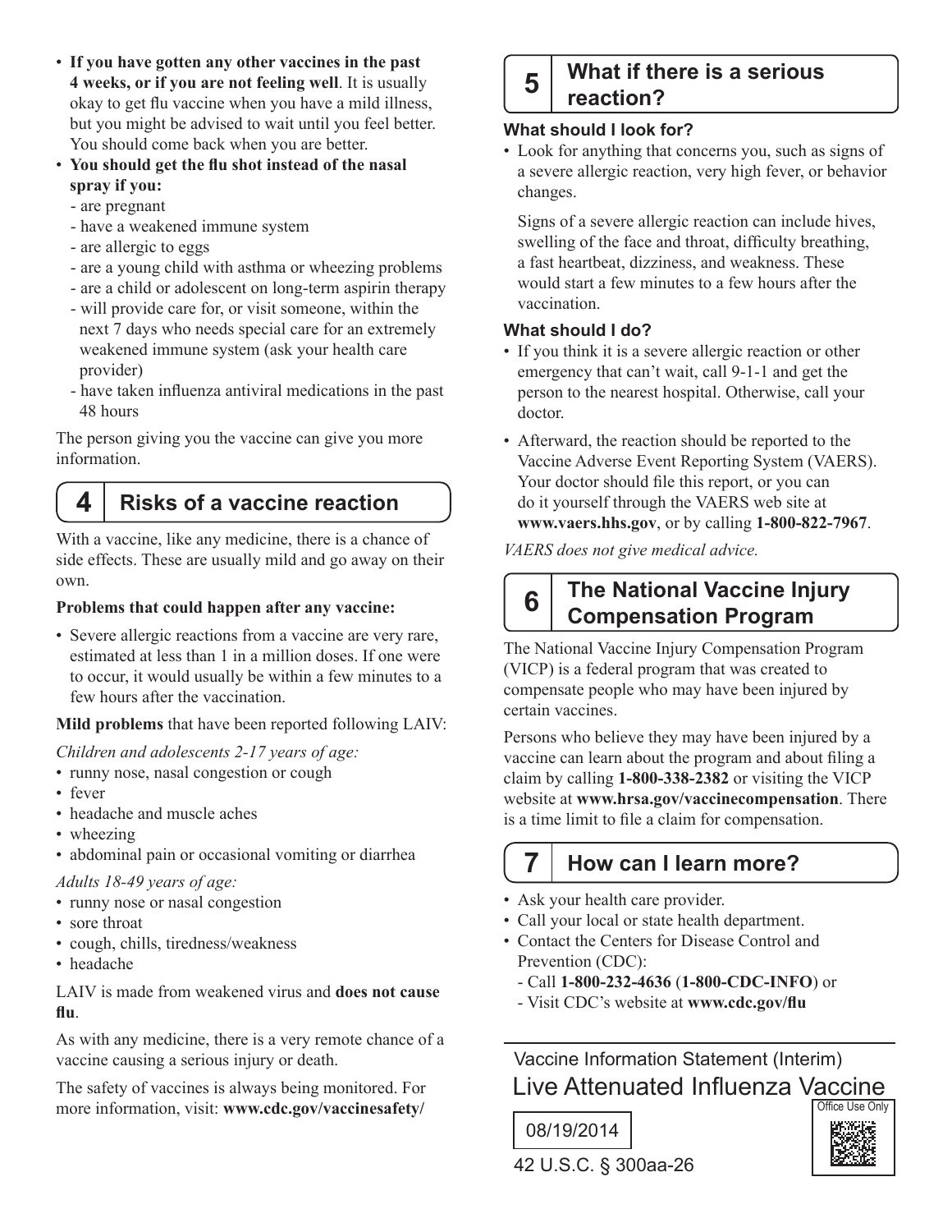- **If you have gotten any other vaccines in the past 4 weeks, or if you are not feeling well**. It is usually okay to get flu vaccine when you have a mild illness, but you might be advised to wait until you feel better. You should come back when you are better.
- **You should get the flu shot instead of the nasal spray if you:**
  - are pregnant
  - have a weakened immune system
  - are allergic to eggs
  - are a young child with asthma or wheezing problems
  - are a child or adolescent on long-term aspirin therapy
  - will provide care for, or visit someone, within the next 7 days who needs special care for an extremely weakened immune system (ask your health care provider)
  - have taken influenza antiviral medications in the past 48 hours

The person giving you the vaccine can give you more information.

## 4 Risks of a vaccine reaction

With a vaccine, like any medicine, there is a chance of side effects. These are usually mild and go away on their own.

**Problems that could happen after any vaccine:**

- Severe allergic reactions from a vaccine are very rare, estimated at less than 1 in a million doses. If one were to occur, it would usually be within a few minutes to a few hours after the vaccination.

**Mild problems** that have been reported following LAIV:

*Children and adolescents 2-17 years of age:*
- runny nose, nasal congestion or cough
- fever
- headache and muscle aches
- wheezing
- abdominal pain or occasional vomiting or diarrhea

*Adults 18-49 years of age:*
- runny nose or nasal congestion
- sore throat
- cough, chills, tiredness/weakness
- headache

LAIV is made from weakened virus and **does not cause flu**.

As with any medicine, there is a very remote chance of a vaccine causing a serious injury or death.

The safety of vaccines is always being monitored. For more information, visit: **www.cdc.gov/vaccinesafety/**

## 5 What if there is a serious reaction?

**What should I look for?**

- Look for anything that concerns you, such as signs of a severe allergic reaction, very high fever, or behavior changes.

  Signs of a severe allergic reaction can include hives, swelling of the face and throat, difficulty breathing, a fast heartbeat, dizziness, and weakness. These would start a few minutes to a few hours after the vaccination.

**What should I do?**

- If you think it is a severe allergic reaction or other emergency that can't wait, call 9-1-1 and get the person to the nearest hospital. Otherwise, call your doctor.
- Afterward, the reaction should be reported to the Vaccine Adverse Event Reporting System (VAERS). Your doctor should file this report, or you can do it yourself through the VAERS web site at **www.vaers.hhs.gov**, or by calling **1-800-822-7967**.

*VAERS does not give medical advice.*

## 6 The National Vaccine Injury Compensation Program

The National Vaccine Injury Compensation Program (VICP) is a federal program that was created to compensate people who may have been injured by certain vaccines.

Persons who believe they may have been injured by a vaccine can learn about the program and about filing a claim by calling **1-800-338-2382** or visiting the VICP website at **www.hrsa.gov/vaccinecompensation**. There is a time limit to file a claim for compensation.

## 7 How can I learn more?

- Ask your health care provider.
- Call your local or state health department.
- Contact the Centers for Disease Control and Prevention (CDC):
  - Call **1-800-232-4636** (**1-800-CDC-INFO**) or
  - Visit CDC's website at **www.cdc.gov/flu**

Vaccine Information Statement (Interim)

Live Attenuated Influenza Vaccine

08/19/2014

42 U.S.C. § 300aa-26

Office Use Only